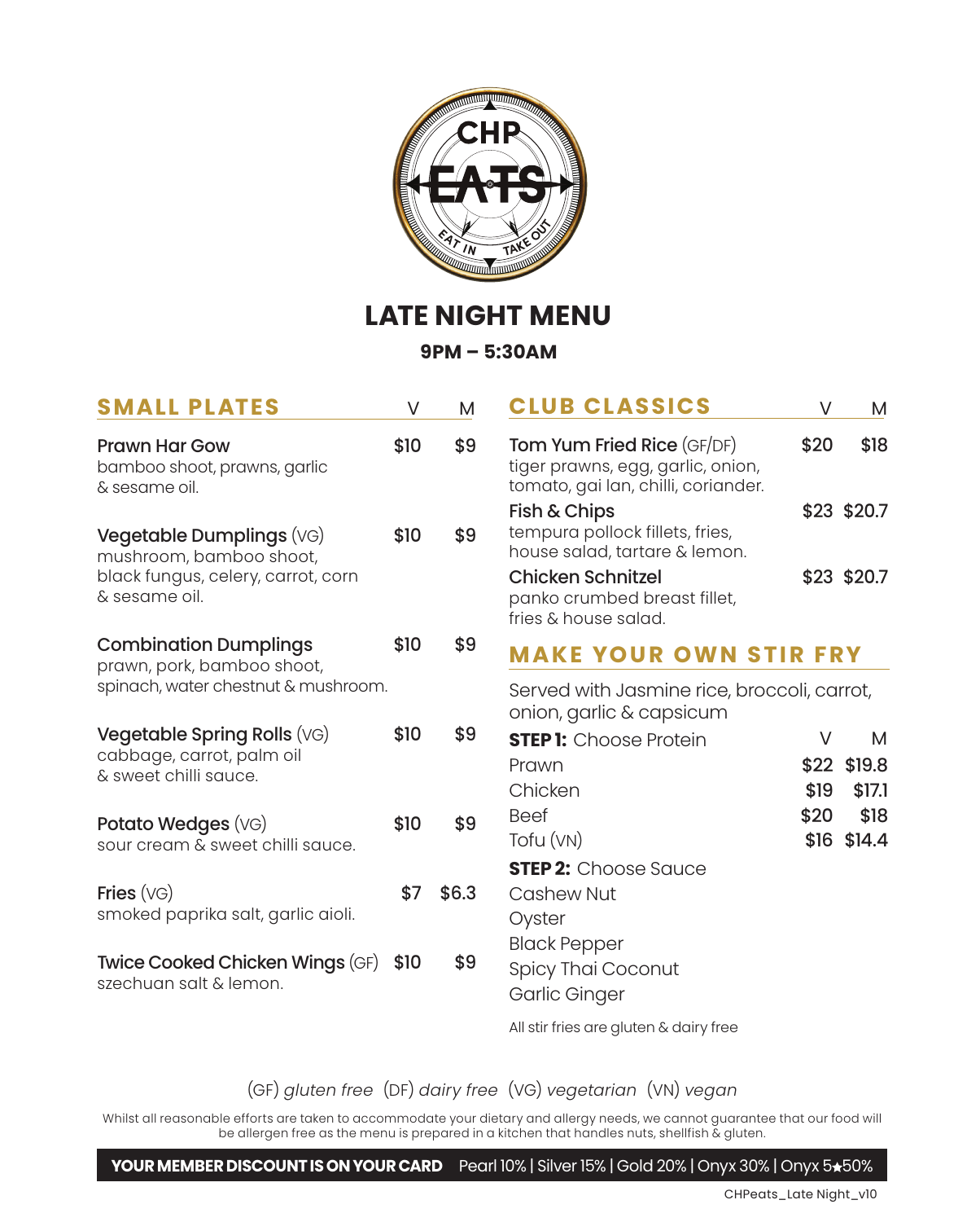# LATE NIGHT MENU

**9PM – 5:30AM**

## SMALL PLATES

| Item | V | M |
|---|---|---|
| **Prawn Har Gow**<br>bamboo shoot, prawns, garlic & sesame oil. | $10 | $9 |
| **Vegetable Dumplings** (VG)<br>mushroom, bamboo shoot, black fungus, celery, carrot, corn & sesame oil. | $10 | $9 |
| **Combination Dumplings**<br>prawn, pork, bamboo shoot, spinach, water chestnut & mushroom. | $10 | $9 |
| **Vegetable Spring Rolls** (VG)<br>cabbage, carrot, palm oil & sweet chilli sauce. | $10 | $9 |
| **Potato Wedges** (VG)<br>sour cream & sweet chilli sauce. | $10 | $9 |
| **Fries** (VG)<br>smoked paprika salt, garlic aioli. | $7 | $6.3 |
| **Twice Cooked Chicken Wings** (GF)<br>szechuan salt & lemon. | $10 | $9 |

## CLUB CLASSICS

| Item | V | M |
|---|---|---|
| **Tom Yum Fried Rice** (GF/DF)<br>tiger prawns, egg, garlic, onion, tomato, gai lan, chilli, coriander. | $20 | $18 |
| **Fish & Chips**<br>tempura pollock fillets, fries, house salad, tartare & lemon. | $23 | $20.7 |
| **Chicken Schnitzel**<br>panko crumbed breast fillet, fries & house salad. | $23 | $20.7 |

## MAKE YOUR OWN STIR FRY

Served with Jasmine rice, broccoli, carrot, onion, garlic & capsicum

| **STEP 1:** Choose Protein | V | M |
|---|---|---|
| Prawn | $22 | $19.8 |
| Chicken | $19 | $17.1 |
| Beef | $20 | $18 |
| Tofu (VN) | $16 | $14.4 |

**STEP 2:** Choose Sauce

- Cashew Nut
- Oyster
- Black Pepper
- Spicy Thai Coconut
- Garlic Ginger

All stir fries are gluten & dairy free

(GF) *gluten free* (DF) *dairy free* (VG) *vegetarian* (VN) *vegan*

Whilst all reasonable efforts are taken to accommodate your dietary and allergy needs, we cannot guarantee that our food will be allergen free as the menu is prepared in a kitchen that handles nuts, shellfish & gluten.

**YOUR MEMBER DISCOUNT IS ON YOUR CARD** Pearl 10% | Silver 15% | Gold 20% | Onyx 30% | Onyx 5★50%

CHPeats_Late Night_v10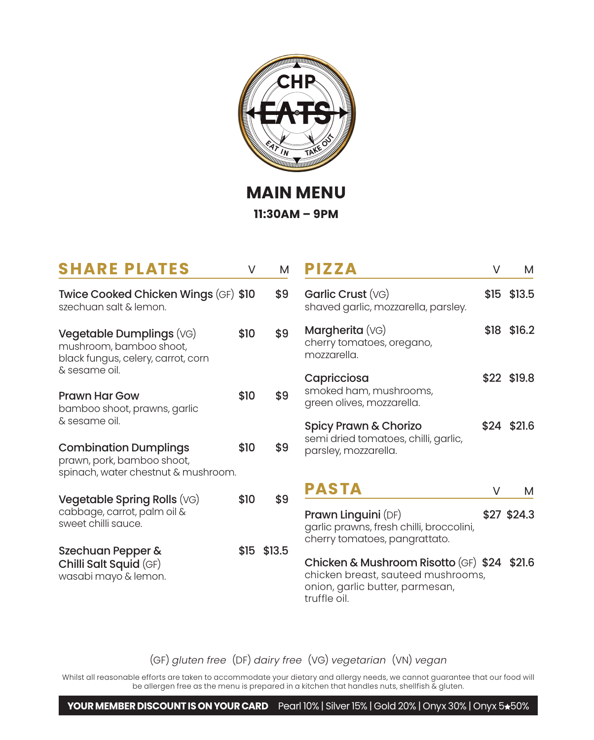# MAIN MENU

**11:30AM – 9PM**

## SHARE PLATES

| Item | V | M |
|---|---|---|
| **Twice Cooked Chicken Wings** (GF)<br>szechuan salt & lemon. | $10 | $9 |
| **Vegetable Dumplings** (VG)<br>mushroom, bamboo shoot, black fungus, celery, carrot, corn & sesame oil. | $10 | $9 |
| **Prawn Har Gow**<br>bamboo shoot, prawns, garlic & sesame oil. | $10 | $9 |
| **Combination Dumplings**<br>prawn, pork, bamboo shoot, spinach, water chestnut & mushroom. | $10 | $9 |
| **Vegetable Spring Rolls** (VG)<br>cabbage, carrot, palm oil & sweet chilli sauce. | $10 | $9 |
| **Szechuan Pepper & Chilli Salt Squid** (GF)<br>wasabi mayo & lemon. | $15 | $13.5 |

## PIZZA

| Item | V | M |
|---|---|---|
| **Garlic Crust** (VG)<br>shaved garlic, mozzarella, parsley. | $15 | $13.5 |
| **Margherita** (VG)<br>cherry tomatoes, oregano, mozzarella. | $18 | $16.2 |
| **Capricciosa**<br>smoked ham, mushrooms, green olives, mozzarella. | $22 | $19.8 |
| **Spicy Prawn & Chorizo**<br>semi dried tomatoes, chilli, garlic, parsley, mozzarella. | $24 | $21.6 |

## PASTA

| Item | V | M |
|---|---|---|
| **Prawn Linguini** (DF)<br>garlic prawns, fresh chilli, broccolini, cherry tomatoes, pangrattato. | $27 | $24.3 |
| **Chicken & Mushroom Risotto** (GF)<br>chicken breast, sauteed mushrooms, onion, garlic butter, parmesan, truffle oil. | $24 | $21.6 |

(GF) *gluten free* (DF) *dairy free* (VG) *vegetarian* (VN) *vegan*

Whilst all reasonable efforts are taken to accommodate your dietary and allergy needs, we cannot guarantee that our food will be allergen free as the menu is prepared in a kitchen that handles nuts, shellfish & gluten.

**YOUR MEMBER DISCOUNT IS ON YOUR CARD** Pearl 10% | Silver 15% | Gold 20% | Onyx 30% | Onyx 5★50%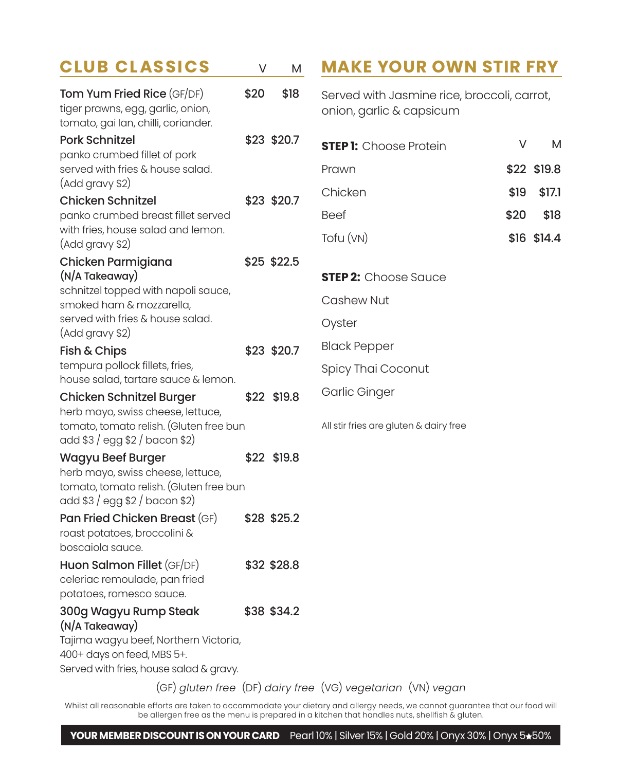## CLUB CLASSICS

| Item | V | M |
|---|---|---|
| **Tom Yum Fried Rice** (GF/DF)<br>tiger prawns, egg, garlic, onion, tomato, gai lan, chilli, coriander. | $20 | $18 |
| **Pork Schnitzel**<br>panko crumbed fillet of pork served with fries & house salad. (Add gravy $2) | $23 | $20.7 |
| **Chicken Schnitzel**<br>panko crumbed breast fillet served with fries, house salad and lemon. (Add gravy $2) | $23 | $20.7 |
| **Chicken Parmigiana (N/A Takeaway)**<br>schnitzel topped with napoli sauce, smoked ham & mozzarella, served with fries & house salad. (Add gravy $2) | $25 | $22.5 |
| **Fish & Chips**<br>tempura pollock fillets, fries, house salad, tartare sauce & lemon. | $23 | $20.7 |
| **Chicken Schnitzel Burger**<br>herb mayo, swiss cheese, lettuce, tomato, tomato relish. (Gluten free bun add $3 / egg $2 / bacon $2) | $22 | $19.8 |
| **Wagyu Beef Burger**<br>herb mayo, swiss cheese, lettuce, tomato, tomato relish. (Gluten free bun add $3 / egg $2 / bacon $2) | $22 | $19.8 |
| **Pan Fried Chicken Breast** (GF)<br>roast potatoes, broccolini & boscaiola sauce. | $28 | $25.2 |
| **Huon Salmon Fillet** (GF/DF)<br>celeriac remoulade, pan fried potatoes, romesco sauce. | $32 | $28.8 |
| **300g Wagyu Rump Steak (N/A Takeaway)**<br>Tajima wagyu beef, Northern Victoria, 400+ days on feed, MBS 5+. Served with fries, house salad & gravy. | $38 | $34.2 |

## MAKE YOUR OWN STIR FRY

Served with Jasmine rice, broccoli, carrot, onion, garlic & capsicum

| **STEP 1:** Choose Protein | V | M |
|---|---|---|
| Prawn | $22 | $19.8 |
| Chicken | $19 | $17.1 |
| Beef | $20 | $18 |
| Tofu (VN) | $16 | $14.4 |

**STEP 2:** Choose Sauce

- Cashew Nut
- Oyster
- Black Pepper
- Spicy Thai Coconut
- Garlic Ginger

All stir fries are gluten & dairy free

(GF) *gluten free* (DF) *dairy free* (VG) *vegetarian* (VN) *vegan*

Whilst all reasonable efforts are taken to accommodate your dietary and allergy needs, we cannot guarantee that our food will be allergen free as the menu is prepared in a kitchen that handles nuts, shellfish & gluten.

**YOUR MEMBER DISCOUNT IS ON YOUR CARD** Pearl 10% | Silver 15% | Gold 20% | Onyx 30% | Onyx 5★50%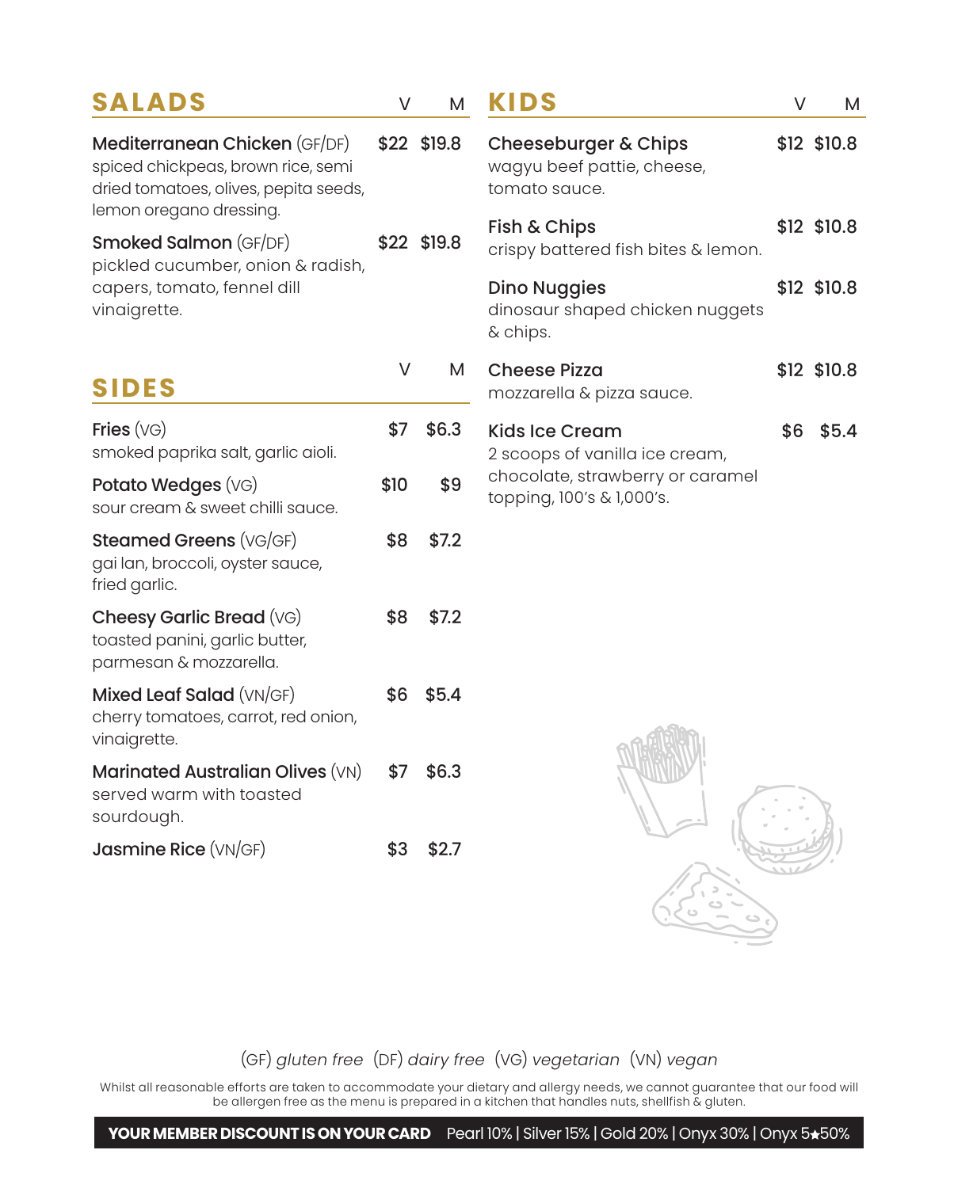## SALADS

| | V | M |
|---|---|---|
| **Mediterranean Chicken** (GF/DF)<br>spiced chickpeas, brown rice, semi dried tomatoes, olives, pepita seeds, lemon oregano dressing. | $22 | $19.8 |
| **Smoked Salmon** (GF/DF)<br>pickled cucumber, onion & radish, capers, tomato, fennel dill vinaigrette. | $22 | $19.8 |

## SIDES

| | V | M |
|---|---|---|
| **Fries** (VG)<br>smoked paprika salt, garlic aioli. | $7 | $6.3 |
| **Potato Wedges** (VG)<br>sour cream & sweet chilli sauce. | $10 | $9 |
| **Steamed Greens** (VG/GF)<br>gai lan, broccoli, oyster sauce, fried garlic. | $8 | $7.2 |
| **Cheesy Garlic Bread** (VG)<br>toasted panini, garlic butter, parmesan & mozzarella. | $8 | $7.2 |
| **Mixed Leaf Salad** (VN/GF)<br>cherry tomatoes, carrot, red onion, vinaigrette. | $6 | $5.4 |
| **Marinated Australian Olives** (VN)<br>served warm with toasted sourdough. | $7 | $6.3 |
| **Jasmine Rice** (VN/GF) | $3 | $2.7 |

## KIDS

| | V | M |
|---|---|---|
| **Cheeseburger & Chips**<br>wagyu beef pattie, cheese, tomato sauce. | $12 | $10.8 |
| **Fish & Chips**<br>crispy battered fish bites & lemon. | $12 | $10.8 |
| **Dino Nuggies**<br>dinosaur shaped chicken nuggets & chips. | $12 | $10.8 |
| **Cheese Pizza**<br>mozzarella & pizza sauce. | $12 | $10.8 |
| **Kids Ice Cream**<br>2 scoops of vanilla ice cream, chocolate, strawberry or caramel topping, 100's & 1,000's. | $6 | $5.4 |

(GF) *gluten free* (DF) *dairy free* (VG) *vegetarian* (VN) *vegan*

Whilst all reasonable efforts are taken to accommodate your dietary and allergy needs, we cannot guarantee that our food will be allergen free as the menu is prepared in a kitchen that handles nuts, shellfish & gluten.

**YOUR MEMBER DISCOUNT IS ON YOUR CARD** Pearl 10% | Silver 15% | Gold 20% | Onyx 30% | Onyx 5★50%